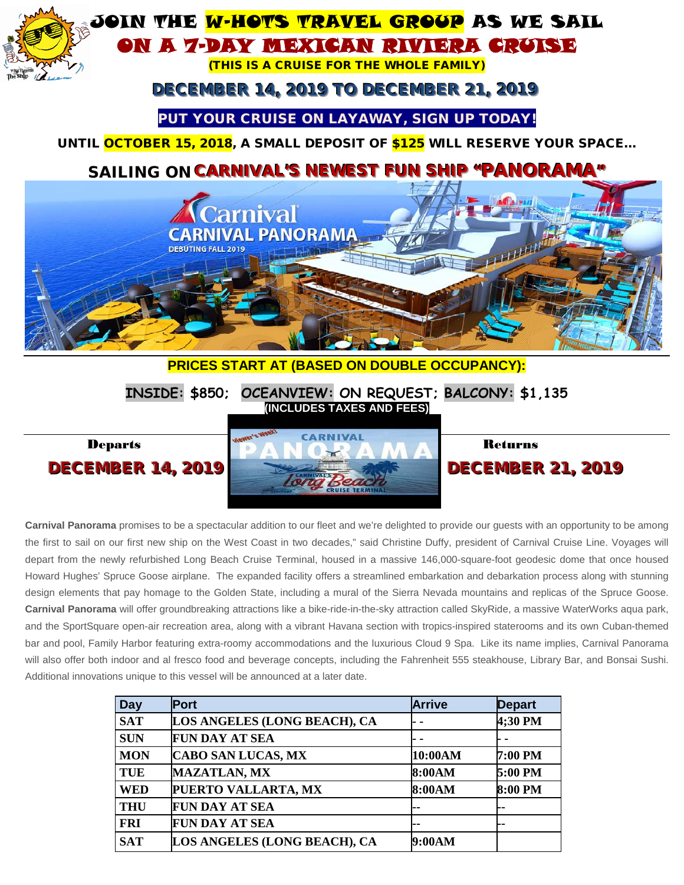# JOIN THE W-HOTS TRAVEL GROUP AS WE SAIL ON A 7-DAY MEXICAN RIVIERA CRUISE

**(THIS IS A CRUISE FOR THE WHOLE FAMILY)**

## DECEMBER 14, 2019 TO DECEMBER 21, 2019

**PUT YOUR CRUISE ON LAYAWAY, SIGN UP TODAY!**

**UNTIL OCTOBER 15, 2018, A SMALL DEPOSIT OF $125 WILL RESERVE YOUR SPACE…**

## SAILING ON CARNIVAL'S NEWEST FUN SHIP "PANORAMA"

**PRICES START AT (BASED ON DOUBLE OCCUPANCY):**

**INSIDE: $850; OCEANVIEW: ON REQUEST; BALCONY: $1,135**

**(INCLUDES TAXES AND FEES)**

**Departs** **DECEMBER 14, 2019**

**Returns** **DECEMBER 21, 2019**

**Carnival Panorama** promises to be a spectacular addition to our fleet and we're delighted to provide our guests with an opportunity to be among the first to sail on our first new ship on the West Coast in two decades," said Christine Duffy, president of Carnival Cruise Line. Voyages will depart from the newly refurbished Long Beach Cruise Terminal, housed in a massive 146,000-square-foot geodesic dome that once housed Howard Hughes' Spruce Goose airplane. The expanded facility offers a streamlined embarkation and debarkation process along with stunning design elements that pay homage to the Golden State, including a mural of the Sierra Nevada mountains and replicas of the Spruce Goose. **Carnival Panorama** will offer groundbreaking attractions like a bike-ride-in-the-sky attraction called SkyRide, a massive WaterWorks aqua park, and the SportSquare open-air recreation area, along with a vibrant Havana section with tropics-inspired staterooms and its own Cuban-themed bar and pool, Family Harbor featuring extra-roomy accommodations and the luxurious Cloud 9 Spa. Like its name implies, Carnival Panorama will also offer both indoor and al fresco food and beverage concepts, including the Fahrenheit 555 steakhouse, Library Bar, and Bonsai Sushi. Additional innovations unique to this vessel will be announced at a later date.

| Day | Port | Arrive | Depart |
|---|---|---|---|
| SAT | LOS ANGELES (LONG BEACH), CA | - - | 4;30 PM |
| SUN | FUN DAY AT SEA | - - | - - |
| MON | CABO SAN LUCAS, MX | 10:00AM | 7:00 PM |
| TUE | MAZATLAN, MX | 8:00AM | 5:00 PM |
| WED | PUERTO VALLARTA, MX | 8:00AM | 8:00 PM |
| THU | FUN DAY AT SEA | -- | -- |
| FRI | FUN DAY AT SEA | -- | -- |
| SAT | LOS ANGELES (LONG BEACH), CA | 9:00AM | |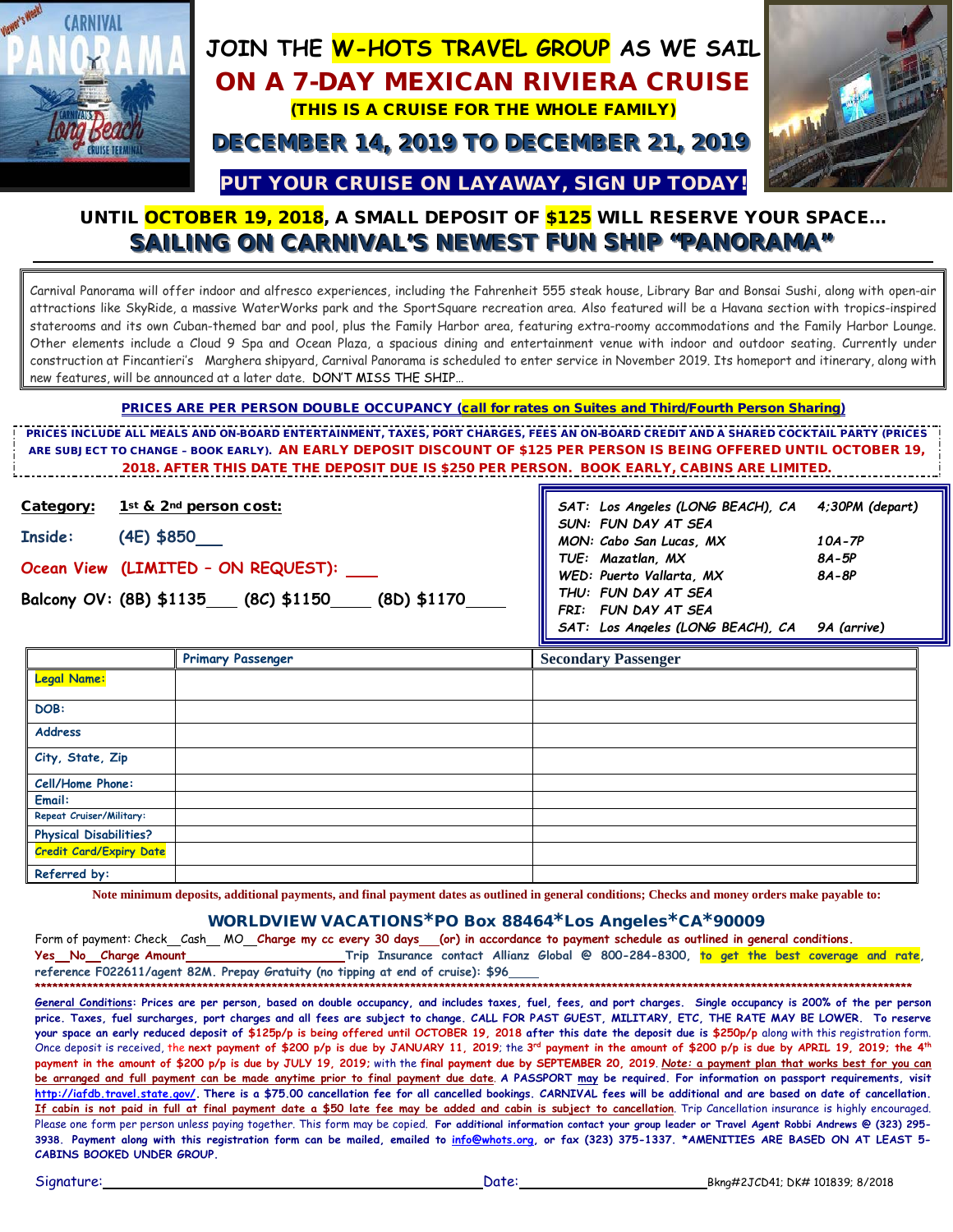# JOIN THE W-HOTS TRAVEL GROUP AS WE SAIL

# ON A 7-DAY MEXICAN RIVIERA CRUISE

**(THIS IS A CRUISE FOR THE WHOLE FAMILY)**

## DECEMBER 14, 2019 TO DECEMBER 21, 2019

**PUT YOUR CRUISE ON LAYAWAY, SIGN UP TODAY!**

### UNTIL OCTOBER 19, 2018, A SMALL DEPOSIT OF $125 WILL RESERVE YOUR SPACE…

## SAILING ON CARNIVAL'S NEWEST FUN SHIP "PANORAMA"

Carnival Panorama will offer indoor and alfresco experiences, including the Fahrenheit 555 steak house, Library Bar and Bonsai Sushi, along with open-air attractions like SkyRide, a massive WaterWorks park and the SportSquare recreation area. Also featured will be a Havana section with tropics-inspired staterooms and its own Cuban-themed bar and pool, plus the Family Harbor area, featuring extra-roomy accommodations and the Family Harbor Lounge. Other elements include a Cloud 9 Spa and Ocean Plaza, a spacious dining and entertainment venue with indoor and outdoor seating. Currently under construction at Fincantieri's Marghera shipyard, Carnival Panorama is scheduled to enter service in November 2019. Its homeport and itinerary, along with new features, will be announced at a later date. DON'T MISS THE SHIP…

**PRICES ARE PER PERSON DOUBLE OCCUPANCY (call for rates on Suites and Third/Fourth Person Sharing)**

**PRICES INCLUDE ALL MEALS AND ON-BOARD ENTERTAINMENT, TAXES, PORT CHARGES, FEES AN ON-BOARD CREDIT AND A SHARED COCKTAIL PARTY (PRICES ARE SUBJECT TO CHANGE – BOOK EARLY). AN EARLY DEPOSIT DISCOUNT OF $125 PER PERSON IS BEING OFFERED UNTIL OCTOBER 19, 2018. AFTER THIS DATE THE DEPOSIT DUE IS $250 PER PERSON. BOOK EARLY, CABINS ARE LIMITED.**

**Category:** 1st & 2nd person cost:

**Inside:** (4E) $850___

**Ocean View (LIMITED – ON REQUEST):** ___

**Balcony OV:** (8B) $1135___ (8C) $1150____ (8D) $1170____

| | | |
|---|---|---|
| SAT: | Los Angeles (LONG BEACH), CA | 4;30PM (depart) |
| SUN: | FUN DAY AT SEA | |
| MON: | Cabo San Lucas, MX | 10A-7P |
| TUE: | Mazatlan, MX | 8A-5P |
| WED: | Puerto Vallarta, MX | 8A-8P |
| THU: | FUN DAY AT SEA | |
| FRI: | FUN DAY AT SEA | |
| SAT: | Los Angeles (LONG BEACH), CA | 9A (arrive) |

| | Primary Passenger | Secondary Passenger |
|---|---|---|
| Legal Name: | | |
| DOB: | | |
| Address | | |
| City, State, Zip | | |
| Cell/Home Phone: | | |
| Email: | | |
| Repeat Cruiser/Military: | | |
| Physical Disabilities? | | |
| Credit Card/Expiry Date | | |
| Referred by: | | |

**Note minimum deposits, additional payments, and final payment dates as outlined in general conditions; Checks and money orders make payable to:**

### WORLDVIEW VACATIONS*PO Box 88464*Los Angeles*CA*90009

Form of payment: Check__Cash__ MO__Charge my cc every 30 days___(or) in accordance to payment schedule as outlined in general conditions. Yes__No__Charge Amount____________________Trip Insurance contact Allianz Global @ 800-284-8300, to get the best coverage and rate, reference F022611/agent 82M. Prepay Gratuity (no tipping at end of cruise): $96____

*****************************************************************************************************************************************

**General Conditions: Prices are per person, based on double occupancy, and includes taxes, fuel, fees, and port charges. Single occupancy is 200% of the per person price. Taxes, fuel surcharges, port charges and all fees are subject to change. CALL FOR PAST GUEST, MILITARY, ETC, THE RATE MAY BE LOWER. To reserve your space an early reduced deposit of $125p/p is being offered until OCTOBER 19, 2018 after this date the deposit due is $250p/p** along with this registration form. Once deposit is received, the **next payment of $200 p/p is due by JANUARY 11, 2019**; the **3rd payment in the amount of $200 p/p is due by APRIL 19, 2019; the 4th payment in the amount of $200 p/p is due by JULY 19, 2019**; with the **final payment due by SEPTEMBER 20, 2019. Note: a payment plan that works best for you can be arranged and full payment can be made anytime prior to final payment due date. A PASSPORT may be required. For information on passport requirements, visit http://iafdb.travel.state.gov/. There is a $75.00 cancellation fee for all cancelled bookings. CARNIVAL fees will be additional and are based on date of cancellation. If cabin is not paid in full at final payment date a $50 late fee may be added and cabin is subject to cancellation**. Trip Cancellation insurance is highly encouraged. Please one form per person unless paying together. This form may be copied. **For additional information contact your group leader or Travel Agent Robbi Andrews @ (323) 295-3938. Payment along with this registration form can be mailed, emailed to info@whots.org, or fax (323) 375-1337. *AMENITIES ARE BASED ON AT LEAST 5-CABINS BOOKED UNDER GROUP.**

Signature:______________________________ Date:__________________ Bkng#2JCD41; DK# 101839; 8/2018